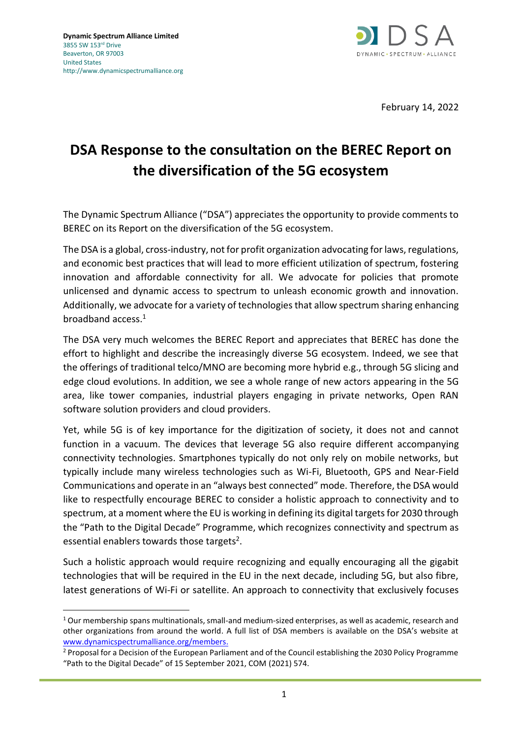**Dynamic Spectrum Alliance Limited**
3855 SW 153rd Drive
Beaverton, OR 97003
United States
http://www.dynamicspectrumalliance.org

February 14, 2022

# DSA Response to the consultation on the BEREC Report on the diversification of the 5G ecosystem

The Dynamic Spectrum Alliance ("DSA") appreciates the opportunity to provide comments to BEREC on its Report on the diversification of the 5G ecosystem.

The DSA is a global, cross-industry, not for profit organization advocating for laws, regulations, and economic best practices that will lead to more efficient utilization of spectrum, fostering innovation and affordable connectivity for all. We advocate for policies that promote unlicensed and dynamic access to spectrum to unleash economic growth and innovation. Additionally, we advocate for a variety of technologies that allow spectrum sharing enhancing broadband access.[1]

The DSA very much welcomes the BEREC Report and appreciates that BEREC has done the effort to highlight and describe the increasingly diverse 5G ecosystem. Indeed, we see that the offerings of traditional telco/MNO are becoming more hybrid e.g., through 5G slicing and edge cloud evolutions. In addition, we see a whole range of new actors appearing in the 5G area, like tower companies, industrial players engaging in private networks, Open RAN software solution providers and cloud providers.

Yet, while 5G is of key importance for the digitization of society, it does not and cannot function in a vacuum. The devices that leverage 5G also require different accompanying connectivity technologies. Smartphones typically do not only rely on mobile networks, but typically include many wireless technologies such as Wi-Fi, Bluetooth, GPS and Near-Field Communications and operate in an "always best connected" mode. Therefore, the DSA would like to respectfully encourage BEREC to consider a holistic approach to connectivity and to spectrum, at a moment where the EU is working in defining its digital targets for 2030 through the "Path to the Digital Decade" Programme, which recognizes connectivity and spectrum as essential enablers towards those targets[2].

Such a holistic approach would require recognizing and equally encouraging all the gigabit technologies that will be required in the EU in the next decade, including 5G, but also fibre, latest generations of Wi-Fi or satellite. An approach to connectivity that exclusively focuses

---

[1] Our membership spans multinationals, small-and medium-sized enterprises, as well as academic, research and other organizations from around the world. A full list of DSA members is available on the DSA's website at www.dynamicspectrumalliance.org/members.

[2] Proposal for a Decision of the European Parliament and of the Council establishing the 2030 Policy Programme "Path to the Digital Decade" of 15 September 2021, COM (2021) 574.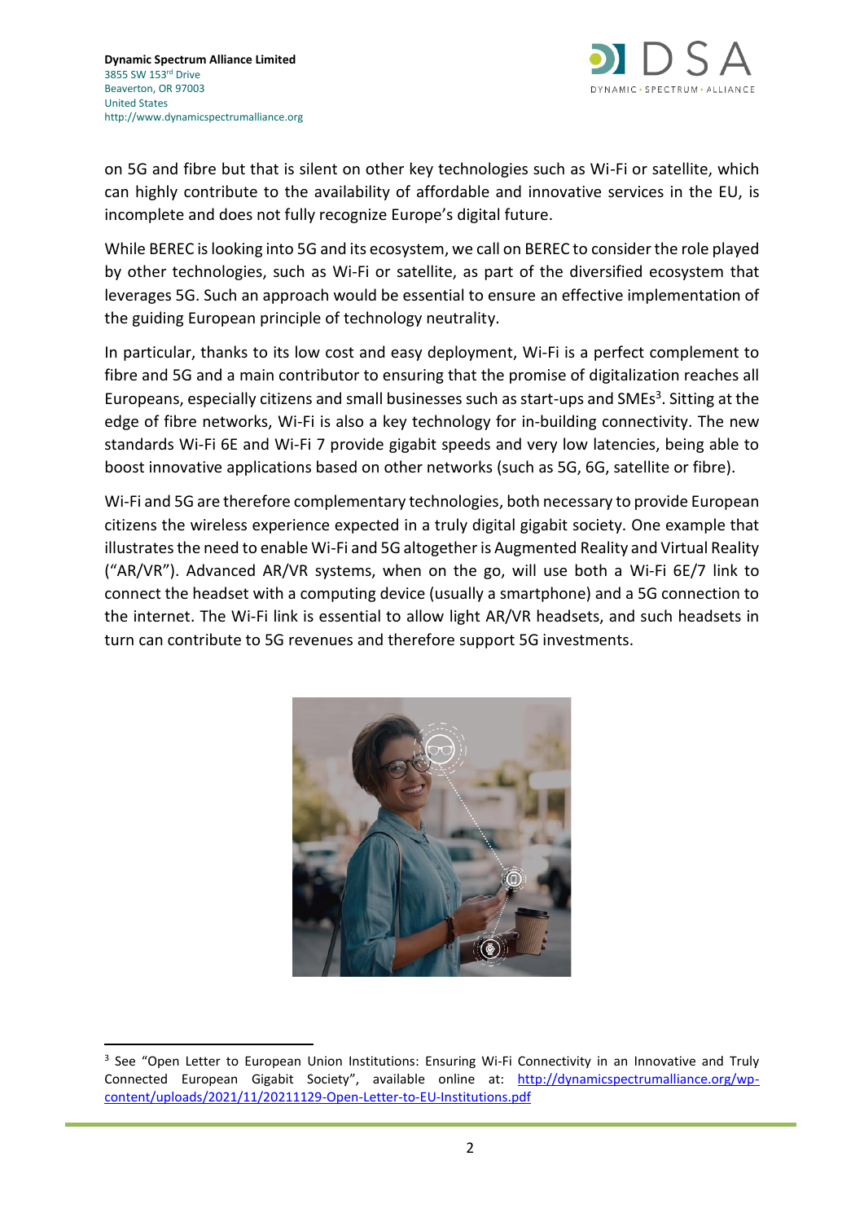on 5G and fibre but that is silent on other key technologies such as Wi-Fi or satellite, which can highly contribute to the availability of affordable and innovative services in the EU, is incomplete and does not fully recognize Europe's digital future.

While BEREC is looking into 5G and its ecosystem, we call on BEREC to consider the role played by other technologies, such as Wi-Fi or satellite, as part of the diversified ecosystem that leverages 5G. Such an approach would be essential to ensure an effective implementation of the guiding European principle of technology neutrality.

In particular, thanks to its low cost and easy deployment, Wi-Fi is a perfect complement to fibre and 5G and a main contributor to ensuring that the promise of digitalization reaches all Europeans, especially citizens and small businesses such as start-ups and SMEs[3]. Sitting at the edge of fibre networks, Wi-Fi is also a key technology for in-building connectivity. The new standards Wi-Fi 6E and Wi-Fi 7 provide gigabit speeds and very low latencies, being able to boost innovative applications based on other networks (such as 5G, 6G, satellite or fibre).

Wi-Fi and 5G are therefore complementary technologies, both necessary to provide European citizens the wireless experience expected in a truly digital gigabit society. One example that illustrates the need to enable Wi-Fi and 5G altogether is Augmented Reality and Virtual Reality ("AR/VR"). Advanced AR/VR systems, when on the go, will use both a Wi-Fi 6E/7 link to connect the headset with a computing device (usually a smartphone) and a 5G connection to the internet. The Wi-Fi link is essential to allow light AR/VR headsets, and such headsets in turn can contribute to 5G revenues and therefore support 5G investments.

[3] See "Open Letter to European Union Institutions: Ensuring Wi-Fi Connectivity in an Innovative and Truly Connected European Gigabit Society", available online at: http://dynamicspectrumalliance.org/wp-content/uploads/2021/11/20211129-Open-Letter-to-EU-Institutions.pdf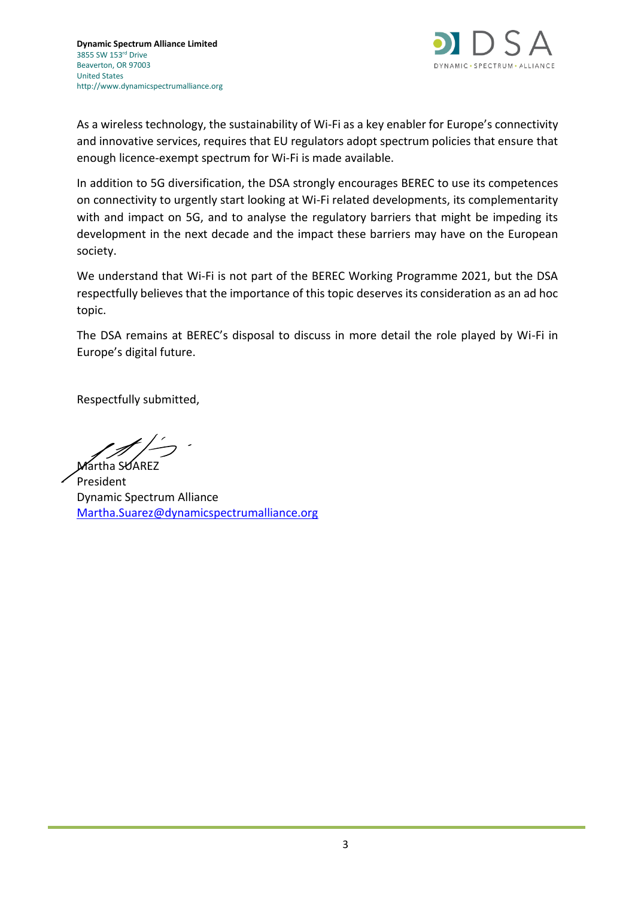**Dynamic Spectrum Alliance Limited**
3855 SW 153rd Drive
Beaverton, OR 97003
United States
http://www.dynamicspectrumalliance.org

As a wireless technology, the sustainability of Wi-Fi as a key enabler for Europe's connectivity and innovative services, requires that EU regulators adopt spectrum policies that ensure that enough licence-exempt spectrum for Wi-Fi is made available.

In addition to 5G diversification, the DSA strongly encourages BEREC to use its competences on connectivity to urgently start looking at Wi-Fi related developments, its complementarity with and impact on 5G, and to analyse the regulatory barriers that might be impeding its development in the next decade and the impact these barriers may have on the European society.

We understand that Wi-Fi is not part of the BEREC Working Programme 2021, but the DSA respectfully believes that the importance of this topic deserves its consideration as an ad hoc topic.

The DSA remains at BEREC's disposal to discuss in more detail the role played by Wi-Fi in Europe's digital future.

Respectfully submitted,

Martha SUAREZ
President
Dynamic Spectrum Alliance
Martha.Suarez@dynamicspectrumalliance.org